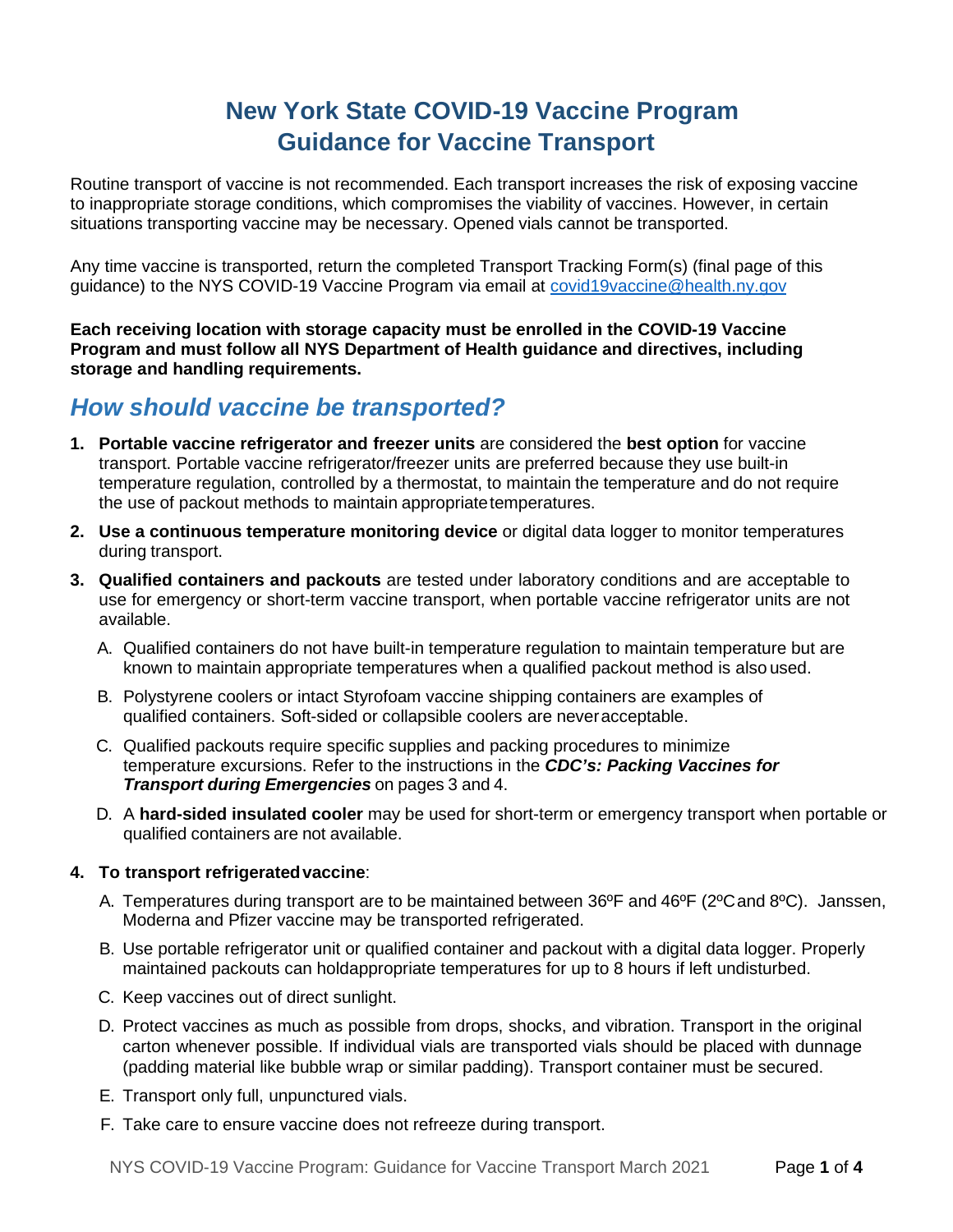# New York State COVID-19 Vaccine Program
# Guidance for Vaccine Transport

Routine transport of vaccine is not recommended. Each transport increases the risk of exposing vaccine to inappropriate storage conditions, which compromises the viability of vaccines. However, in certain situations transporting vaccine may be necessary. Opened vials cannot be transported.

Any time vaccine is transported, return the completed Transport Tracking Form(s) (final page of this guidance) to the NYS COVID-19 Vaccine Program via email at covid19vaccine@health.ny.gov

**Each receiving location with storage capacity must be enrolled in the COVID-19 Vaccine Program and must follow all NYS Department of Health guidance and directives, including storage and handling requirements.**

## *How should vaccine be transported?*

1. **Portable vaccine refrigerator and freezer units** are considered the **best option** for vaccine transport. Portable vaccine refrigerator/freezer units are preferred because they use built-in temperature regulation, controlled by a thermostat, to maintain the temperature and do not require the use of packout methods to maintain appropriate temperatures.
2. **Use a continuous temperature monitoring device** or digital data logger to monitor temperatures during transport.
3. **Qualified containers and packouts** are tested under laboratory conditions and are acceptable to use for emergency or short-term vaccine transport, when portable vaccine refrigerator units are not available.
   A. Qualified containers do not have built-in temperature regulation to maintain temperature but are known to maintain appropriate temperatures when a qualified packout method is also used.
   B. Polystyrene coolers or intact Styrofoam vaccine shipping containers are examples of qualified containers. Soft-sided or collapsible coolers are never acceptable.
   C. Qualified packouts require specific supplies and packing procedures to minimize temperature excursions. Refer to the instructions in the ***CDC's: Packing Vaccines for Transport during Emergencies*** on pages 3 and 4.
   D. A **hard-sided insulated cooler** may be used for short-term or emergency transport when portable or qualified containers are not available.
4. **To transport refrigerated vaccine**:
   A. Temperatures during transport are to be maintained between 36ºF and 46ºF (2ºC and 8ºC). Janssen, Moderna and Pfizer vaccine may be transported refrigerated.
   B. Use portable refrigerator unit or qualified container and packout with a digital data logger. Properly maintained packouts can hold appropriate temperatures for up to 8 hours if left undisturbed.
   C. Keep vaccines out of direct sunlight.
   D. Protect vaccines as much as possible from drops, shocks, and vibration. Transport in the original carton whenever possible. If individual vials are transported vials should be placed with dunnage (padding material like bubble wrap or similar padding). Transport container must be secured.
   E. Transport only full, unpunctured vials.
   F. Take care to ensure vaccine does not refreeze during transport.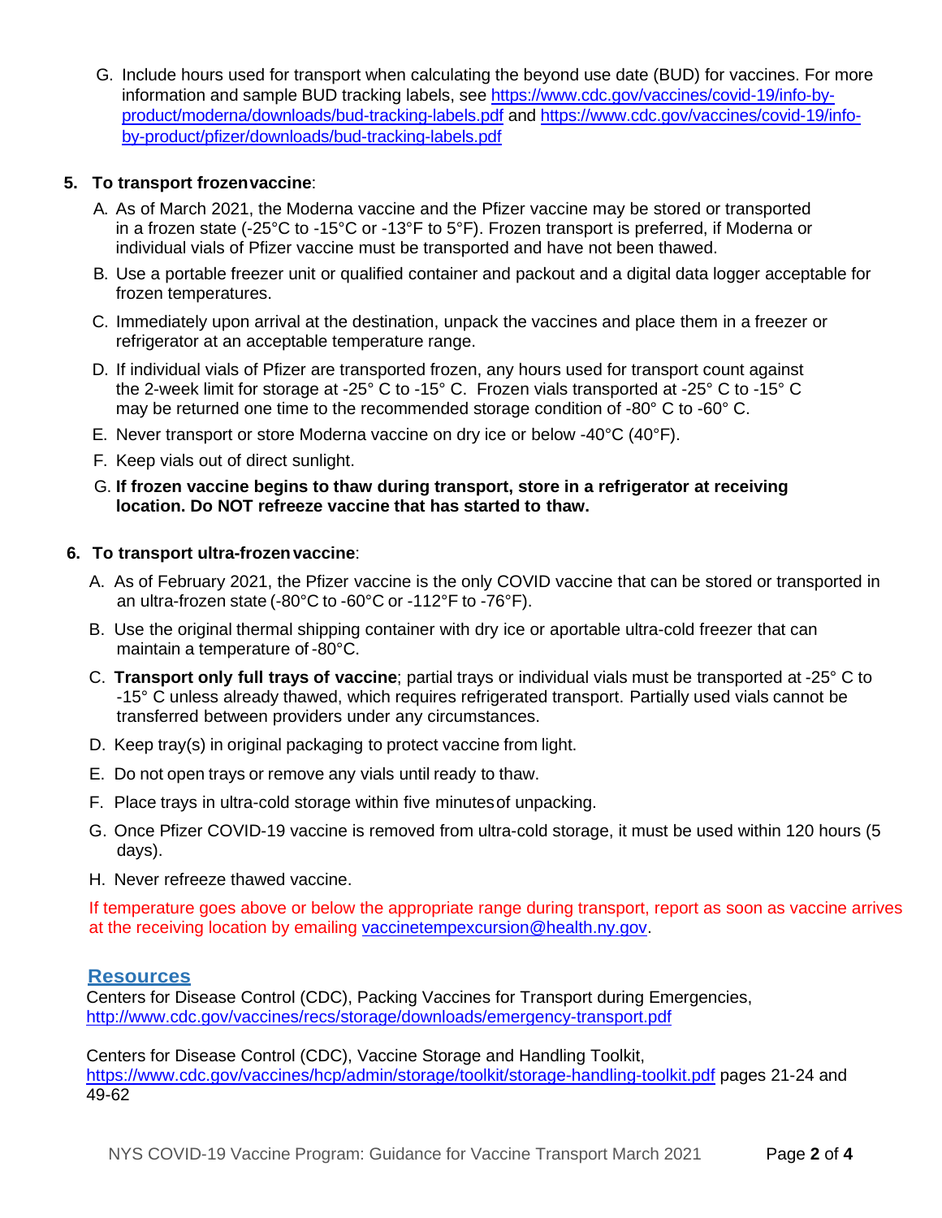G. Include hours used for transport when calculating the beyond use date (BUD) for vaccines. For more information and sample BUD tracking labels, see https://www.cdc.gov/vaccines/covid-19/info-by-product/moderna/downloads/bud-tracking-labels.pdf and https://www.cdc.gov/vaccines/covid-19/info-by-product/pfizer/downloads/bud-tracking-labels.pdf

**5. To transport frozen vaccine**:

A. As of March 2021, the Moderna vaccine and the Pfizer vaccine may be stored or transported in a frozen state (-25°C to -15°C or -13°F to 5°F). Frozen transport is preferred, if Moderna or individual vials of Pfizer vaccine must be transported and have not been thawed.

B. Use a portable freezer unit or qualified container and packout and a digital data logger acceptable for frozen temperatures.

C. Immediately upon arrival at the destination, unpack the vaccines and place them in a freezer or refrigerator at an acceptable temperature range.

D. If individual vials of Pfizer are transported frozen, any hours used for transport count against the 2-week limit for storage at -25° C to -15° C. Frozen vials transported at -25° C to -15° C may be returned one time to the recommended storage condition of -80° C to -60° C.

E. Never transport or store Moderna vaccine on dry ice or below -40°C (40°F).

F. Keep vials out of direct sunlight.

G. **If frozen vaccine begins to thaw during transport, store in a refrigerator at receiving location. Do NOT refreeze vaccine that has started to thaw.**

**6. To transport ultra-frozen vaccine**:

A. As of February 2021, the Pfizer vaccine is the only COVID vaccine that can be stored or transported in an ultra-frozen state (-80°C to -60°C or -112°F to -76°F).

B. Use the original thermal shipping container with dry ice or aportable ultra-cold freezer that can maintain a temperature of -80°C.

C. **Transport only full trays of vaccine**; partial trays or individual vials must be transported at -25° C to -15° C unless already thawed, which requires refrigerated transport. Partially used vials cannot be transferred between providers under any circumstances.

D. Keep tray(s) in original packaging to protect vaccine from light.

E. Do not open trays or remove any vials until ready to thaw.

F. Place trays in ultra-cold storage within five minutes of unpacking.

G. Once Pfizer COVID-19 vaccine is removed from ultra-cold storage, it must be used within 120 hours (5 days).

H. Never refreeze thawed vaccine.

If temperature goes above or below the appropriate range during transport, report as soon as vaccine arrives at the receiving location by emailing vaccinetempexcursion@health.ny.gov.

## Resources

Centers for Disease Control (CDC), Packing Vaccines for Transport during Emergencies, http://www.cdc.gov/vaccines/recs/storage/downloads/emergency-transport.pdf

Centers for Disease Control (CDC), Vaccine Storage and Handling Toolkit, https://www.cdc.gov/vaccines/hcp/admin/storage/toolkit/storage-handling-toolkit.pdf pages 21-24 and 49-62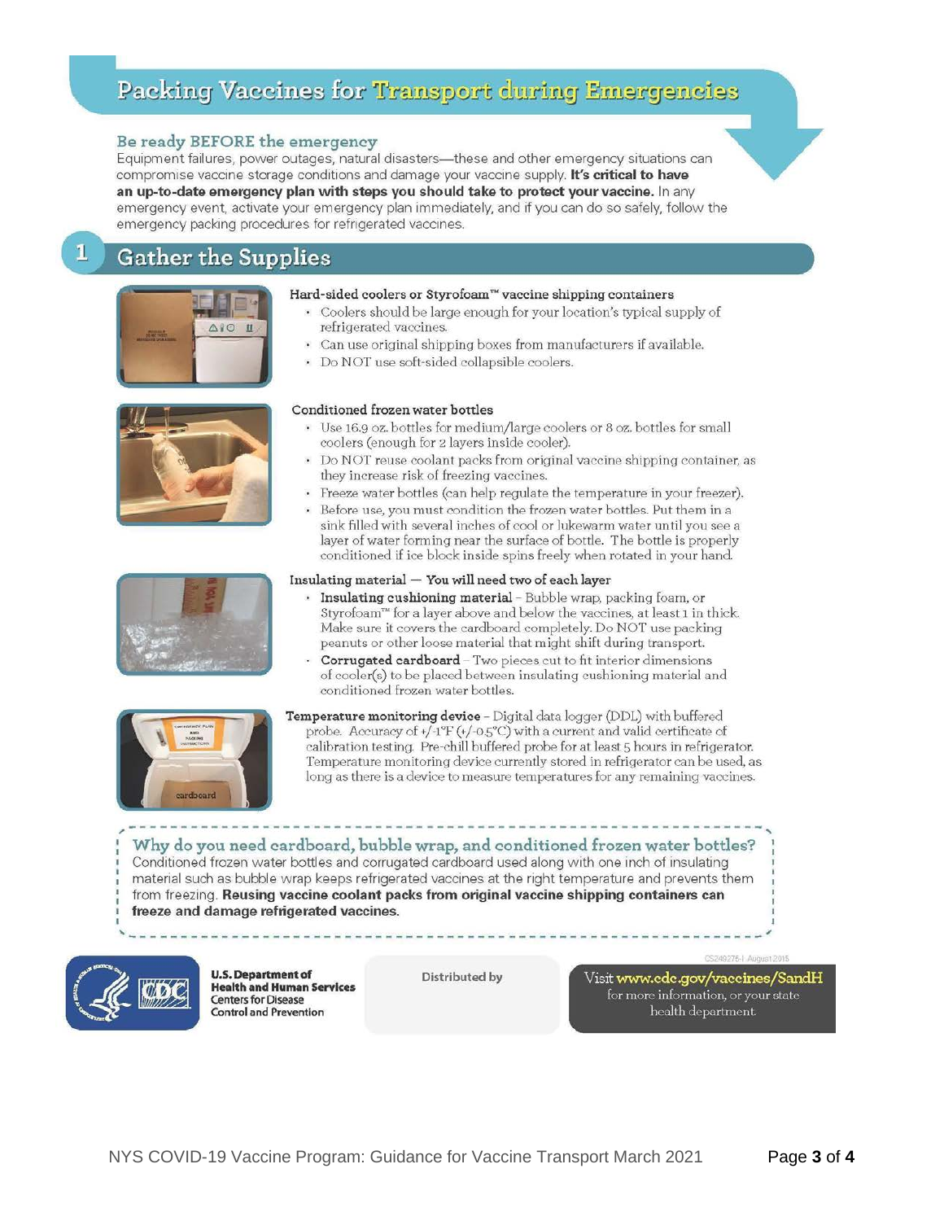# Packing Vaccines for Transport during Emergencies

### Be ready BEFORE the emergency

Equipment failures, power outages, natural disasters—these and other emergency situations can compromise vaccine storage conditions and damage your vaccine supply. **It's critical to have an up-to-date emergency plan with steps you should take to protect your vaccine.** In any emergency event, activate your emergency plan immediately, and if you can do so safely, follow the emergency packing procedures for refrigerated vaccines.

## 1 Gather the Supplies

**Hard-sided coolers or Styrofoam™ vaccine shipping containers**

- Coolers should be large enough for your location's typical supply of refrigerated vaccines.
- Can use original shipping boxes from manufacturers if available.
- Do NOT use soft-sided collapsible coolers.

**Conditioned frozen water bottles**

- Use 16.9 oz. bottles for medium/large coolers or 8 oz. bottles for small coolers (enough for 2 layers inside cooler).
- Do NOT reuse coolant packs from original vaccine shipping container, as they increase risk of freezing vaccines.
- Freeze water bottles (can help regulate the temperature in your freezer).
- Before use, you must condition the frozen water bottles. Put them in a sink filled with several inches of cool or lukewarm water until you see a layer of water forming near the surface of bottle. The bottle is properly conditioned if ice block inside spins freely when rotated in your hand.

**Insulating material — You will need two of each layer**

- **Insulating cushioning material** – Bubble wrap, packing foam, or Styrofoam™ for a layer above and below the vaccines, at least 1 in thick. Make sure it covers the cardboard completely. Do NOT use packing peanuts or other loose material that might shift during transport.
- **Corrugated cardboard** – Two pieces cut to fit interior dimensions of cooler(s) to be placed between insulating cushioning material and conditioned frozen water bottles.

**Temperature monitoring device** – Digital data logger (DDL) with buffered probe. Accuracy of +/-1°F (+/-0.5°C) with a current and valid certificate of calibration testing. Pre-chill buffered probe for at least 5 hours in refrigerator. Temperature monitoring device currently stored in refrigerator can be used, as long as there is a device to measure temperatures for any remaining vaccines.

### Why do you need cardboard, bubble wrap, and conditioned frozen water bottles?

Conditioned frozen water bottles and corrugated cardboard used along with one inch of insulating material such as bubble wrap keeps refrigerated vaccines at the right temperature and prevents them from freezing. **Reusing vaccine coolant packs from original vaccine shipping containers can freeze and damage refrigerated vaccines.**

CS249275-I August 2018

**U.S. Department of Health and Human Services**
Centers for Disease Control and Prevention

Distributed by

Visit **www.cdc.gov/vaccines/SandH** for more information, or your state health department.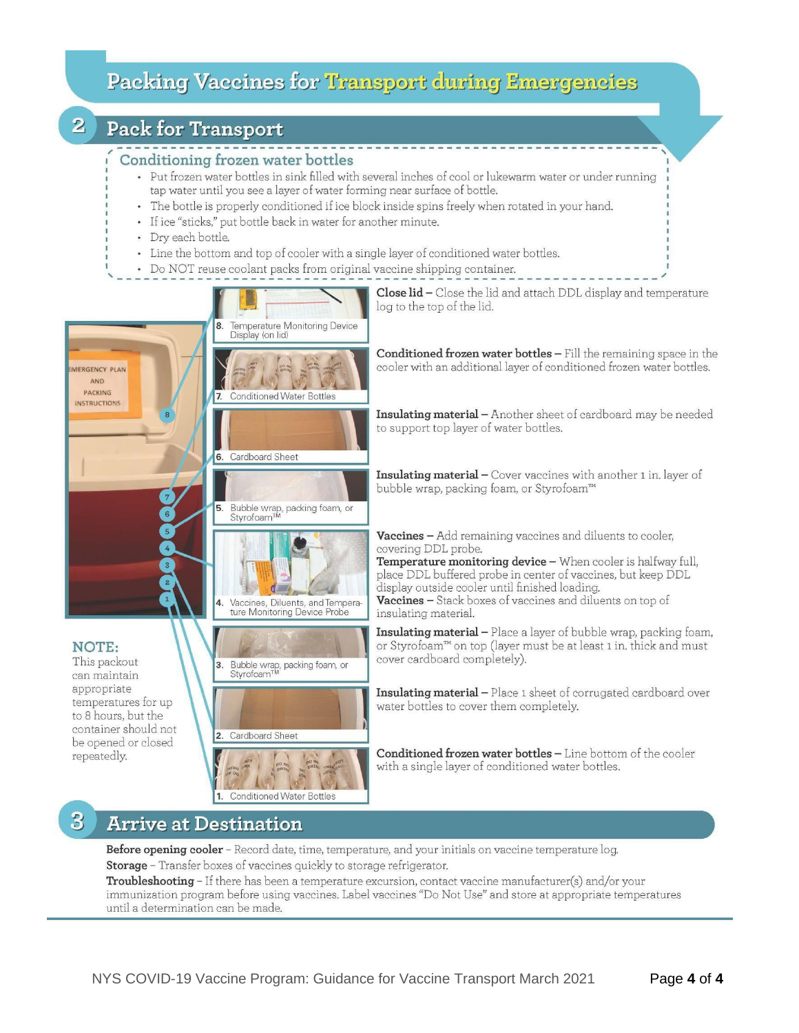# Packing Vaccines for Transport during Emergencies

## 2 Pack for Transport

### Conditioning frozen water bottles

- Put frozen water bottles in sink filled with several inches of cool or lukewarm water or under running tap water until you see a layer of water forming near surface of bottle.
- The bottle is properly conditioned if ice block inside spins freely when rotated in your hand.
- If ice "sticks," put bottle back in water for another minute.
- Dry each bottle.
- Line the bottom and top of cooler with a single layer of conditioned water bottles.
- Do NOT reuse coolant packs from original vaccine shipping container.

8. Temperature Monitoring Device Display (on lid)

**Close lid –** Close the lid and attach DDL display and temperature log to the top of the lid.

7. Conditioned Water Bottles

**Conditioned frozen water bottles –** Fill the remaining space in the cooler with an additional layer of conditioned frozen water bottles.

6. Cardboard Sheet

**Insulating material –** Another sheet of cardboard may be needed to support top layer of water bottles.

5. Bubble wrap, packing foam, or Styrofoam™

**Insulating material –** Cover vaccines with another 1 in. layer of bubble wrap, packing foam, or Styrofoam™

4. Vaccines, Diluents, and Temperature Monitoring Device Probe

**Vaccines –** Add remaining vaccines and diluents to cooler, covering DDL probe.
**Temperature monitoring device –** When cooler is halfway full, place DDL buffered probe in center of vaccines, but keep DDL display outside cooler until finished loading.
**Vaccines –** Stack boxes of vaccines and diluents on top of insulating material.

3. Bubble wrap, packing foam, or Styrofoam™

**Insulating material –** Place a layer of bubble wrap, packing foam, or Styrofoam™ on top (layer must be at least 1 in. thick and must cover cardboard completely).

2. Cardboard Sheet

**Insulating material –** Place 1 sheet of corrugated cardboard over water bottles to cover them completely.

1. Conditioned Water Bottles

**Conditioned frozen water bottles –** Line bottom of the cooler with a single layer of conditioned water bottles.

**NOTE:** This packout can maintain appropriate temperatures for up to 8 hours, but the container should not be opened or closed repeatedly.

## 3 Arrive at Destination

**Before opening cooler** – Record date, time, temperature, and your initials on vaccine temperature log.

**Storage** – Transfer boxes of vaccines quickly to storage refrigerator.

**Troubleshooting** – If there has been a temperature excursion, contact vaccine manufacturer(s) and/or your immunization program before using vaccines. Label vaccines "Do Not Use" and store at appropriate temperatures until a determination can be made.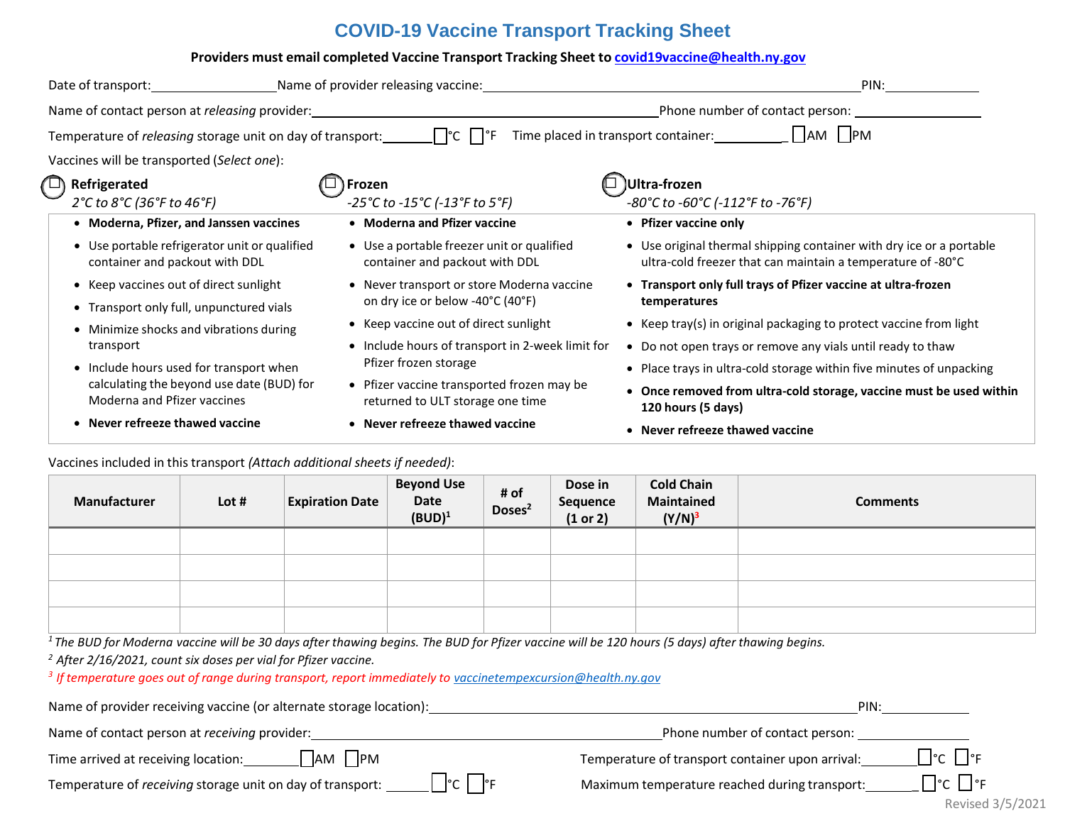# COVID-19 Vaccine Transport Tracking Sheet

**Providers must email completed Vaccine Transport Tracking Sheet to covid19vaccine@health.ny.gov**

Date of transport:_________________ Name of provider releasing vaccine:_________________________________ PIN:____________

Name of contact person at *releasing* provider:_________________________________ Phone number of contact person: ____________

Temperature of *releasing* storage unit on day of transport:_______ ☐°C ☐°F Time placed in transport container:__________ ☐AM ☐PM

Vaccines will be transported (*Select one*):

| ☐ **Refrigerated** *2°C to 8°C (36°F to 46°F)* | ☐ **Frozen** *-25°C to -15°C (-13°F to 5°F)* | ☐ **Ultra-frozen** *-80°C to -60°C (-112°F to -76°F)* |
|---|---|---|
| • **Moderna, Pfizer, and Janssen vaccines**<br>• Use portable refrigerator unit or qualified container and packout with DDL<br>• Keep vaccines out of direct sunlight<br>• Transport only full, unpunctured vials<br>• Minimize shocks and vibrations during transport<br>• Include hours used for transport when calculating the beyond use date (BUD) for Moderna and Pfizer vaccines<br>• **Never refreeze thawed vaccine** | • **Moderna and Pfizer vaccine**<br>• Use a portable freezer unit or qualified container and packout with DDL<br>• Never transport or store Moderna vaccine on dry ice or below -40°C (40°F)<br>• Keep vaccine out of direct sunlight<br>• Include hours of transport in 2-week limit for Pfizer frozen storage<br>• Pfizer vaccine transported frozen may be returned to ULT storage one time<br>• **Never refreeze thawed vaccine** | • **Pfizer vaccine only**<br>• Use original thermal shipping container with dry ice or a portable ultra-cold freezer that can maintain a temperature of -80°C<br>• **Transport only full trays of Pfizer vaccine at ultra-frozen temperatures**<br>• Keep tray(s) in original packaging to protect vaccine from light<br>• Do not open trays or remove any vials until ready to thaw<br>• Place trays in ultra-cold storage within five minutes of unpacking<br>• **Once removed from ultra-cold storage, vaccine must be used within 120 hours (5 days)**<br>• **Never refreeze thawed vaccine** |

Vaccines included in this transport *(Attach additional sheets if needed)*:

| Manufacturer | Lot # | Expiration Date | Beyond Use Date (BUD)[1] | # of Doses[2] | Dose in Sequence (1 or 2) | Cold Chain Maintained (Y/N)[3] | Comments |
|---|---|---|---|---|---|---|---|
| | | | | | | | |
| | | | | | | | |
| | | | | | | | |
| | | | | | | | |

*[1] The BUD for Moderna vaccine will be 30 days after thawing begins. The BUD for Pfizer vaccine will be 120 hours (5 days) after thawing begins.*

*[2] After 2/16/2021, count six doses per vial for Pfizer vaccine.*

*[3] If temperature goes out of range during transport, report immediately to vaccinetempexcursion@health.ny.gov*

Name of provider receiving vaccine (or alternate storage location):_________________________________ PIN:____________

Name of contact person at *receiving* provider:_________________________________ Phone number of contact person: ____________

Time arrived at receiving location:________ ☐AM ☐PM Temperature of transport container upon arrival:________ ☐°C ☐°F

Temperature of *receiving* storage unit on day of transport: ______ ☐°C ☐°F Maximum temperature reached during transport:________ ☐°C ☐°F

Revised 3/5/2021